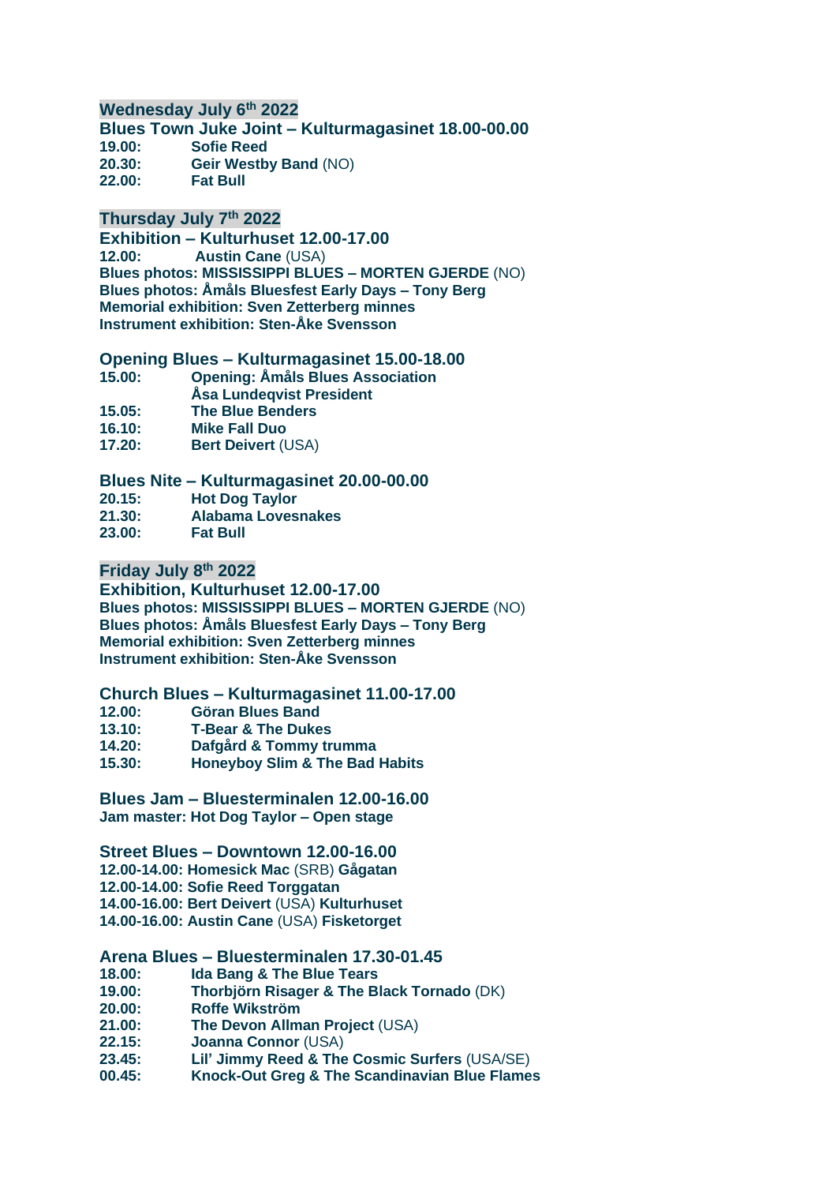## Wednesday July 6th 2022

### Blues Town Juke Joint – Kulturmagasinet 18.00-00.00

**19.00:** **Sofie Reed**
**20.30:** **Geir Westby Band** (NO)
**22.00:** **Fat Bull**

## Thursday July 7th 2022

### Exhibition – Kulturhuset 12.00-17.00

**12.00:** **Austin Cane** (USA)
**Blues photos: MISSISSIPPI BLUES – MORTEN GJERDE** (NO)
**Blues photos: Åmåls Bluesfest Early Days – Tony Berg**
**Memorial exhibition: Sven Zetterberg minnes**
**Instrument exhibition: Sten-Åke Svensson**

### Opening Blues – Kulturmagasinet 15.00-18.00

**15.00:** **Opening: Åmåls Blues Association**
**Åsa Lundeqvist President**
**15.05:** **The Blue Benders**
**16.10:** **Mike Fall Duo**
**17.20:** **Bert Deivert** (USA)

### Blues Nite – Kulturmagasinet 20.00-00.00

**20.15:** **Hot Dog Taylor**
**21.30:** **Alabama Lovesnakes**
**23.00:** **Fat Bull**

## Friday July 8th 2022

### Exhibition, Kulturhuset 12.00-17.00

**Blues photos: MISSISSIPPI BLUES – MORTEN GJERDE** (NO)
**Blues photos: Åmåls Bluesfest Early Days – Tony Berg**
**Memorial exhibition: Sven Zetterberg minnes**
**Instrument exhibition: Sten-Åke Svensson**

### Church Blues – Kulturmagasinet 11.00-17.00

**12.00:** **Göran Blues Band**
**13.10:** **T-Bear & The Dukes**
**14.20:** **Dafgård & Tommy trumma**
**15.30:** **Honeyboy Slim & The Bad Habits**

### Blues Jam – Bluesterminalen 12.00-16.00

**Jam master: Hot Dog Taylor – Open stage**

### Street Blues – Downtown 12.00-16.00

**12.00-14.00: Homesick Mac** (SRB) **Gågatan**
**12.00-14.00: Sofie Reed Torggatan**
**14.00-16.00: Bert Deivert** (USA) **Kulturhuset**
**14.00-16.00: Austin Cane** (USA) **Fisketorget**

### Arena Blues – Bluesterminalen 17.30-01.45

**18.00:** **Ida Bang & The Blue Tears**
**19.00:** **Thorbjörn Risager & The Black Tornado** (DK)
**20.00:** **Roffe Wikström**
**21.00:** **The Devon Allman Project** (USA)
**22.15:** **Joanna Connor** (USA)
**23.45:** **Lil' Jimmy Reed & The Cosmic Surfers** (USA/SE)
**00.45:** **Knock-Out Greg & The Scandinavian Blue Flames**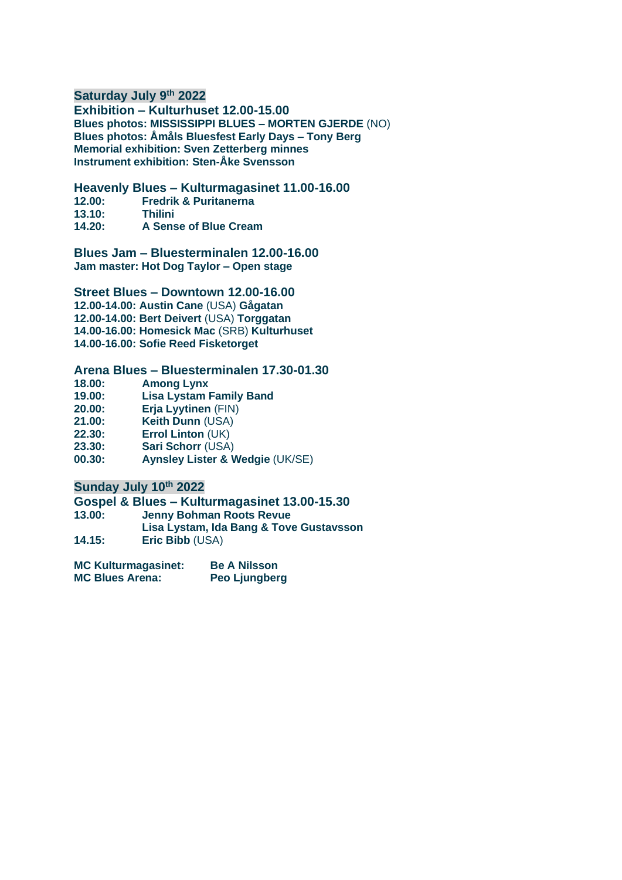## Saturday July 9th 2022

### Exhibition – Kulturhuset 12.00-15.00

**Blues photos: MISSISSIPPI BLUES – MORTEN GJERDE** (NO)
**Blues photos: Åmåls Bluesfest Early Days – Tony Berg**
**Memorial exhibition: Sven Zetterberg minnes**
**Instrument exhibition: Sten-Åke Svensson**

### Heavenly Blues – Kulturmagasinet 11.00-16.00

| | |
|---|---|
| **12.00:** | **Fredrik & Puritanerna** |
| **13.10:** | **Thilini** |
| **14.20:** | **A Sense of Blue Cream** |

### Blues Jam – Bluesterminalen 12.00-16.00

**Jam master: Hot Dog Taylor – Open stage**

### Street Blues – Downtown 12.00-16.00

**12.00-14.00: Austin Cane** (USA) **Gågatan**
**12.00-14.00: Bert Deivert** (USA) **Torggatan**
**14.00-16.00: Homesick Mac** (SRB) **Kulturhuset**
**14.00-16.00: Sofie Reed Fisketorget**

### Arena Blues – Bluesterminalen 17.30-01.30

| | |
|---|---|
| **18.00:** | **Among Lynx** |
| **19.00:** | **Lisa Lystam Family Band** |
| **20.00:** | **Erja Lyytinen** (FIN) |
| **21.00:** | **Keith Dunn** (USA) |
| **22.30:** | **Errol Linton** (UK) |
| **23.30:** | **Sari Schorr** (USA) |
| **00.30:** | **Aynsley Lister & Wedgie** (UK/SE) |

## Sunday July 10th 2022

### Gospel & Blues – Kulturmagasinet 13.00-15.30

| | |
|---|---|
| **13.00:** | **Jenny Bohman Roots Revue** |
| | **Lisa Lystam, Ida Bang & Tove Gustavsson** |
| **14.15:** | **Eric Bibb** (USA) |

| | |
|---|---|
| **MC Kulturmagasinet:** | **Be A Nilsson** |
| **MC Blues Arena:** | **Peo Ljungberg** |